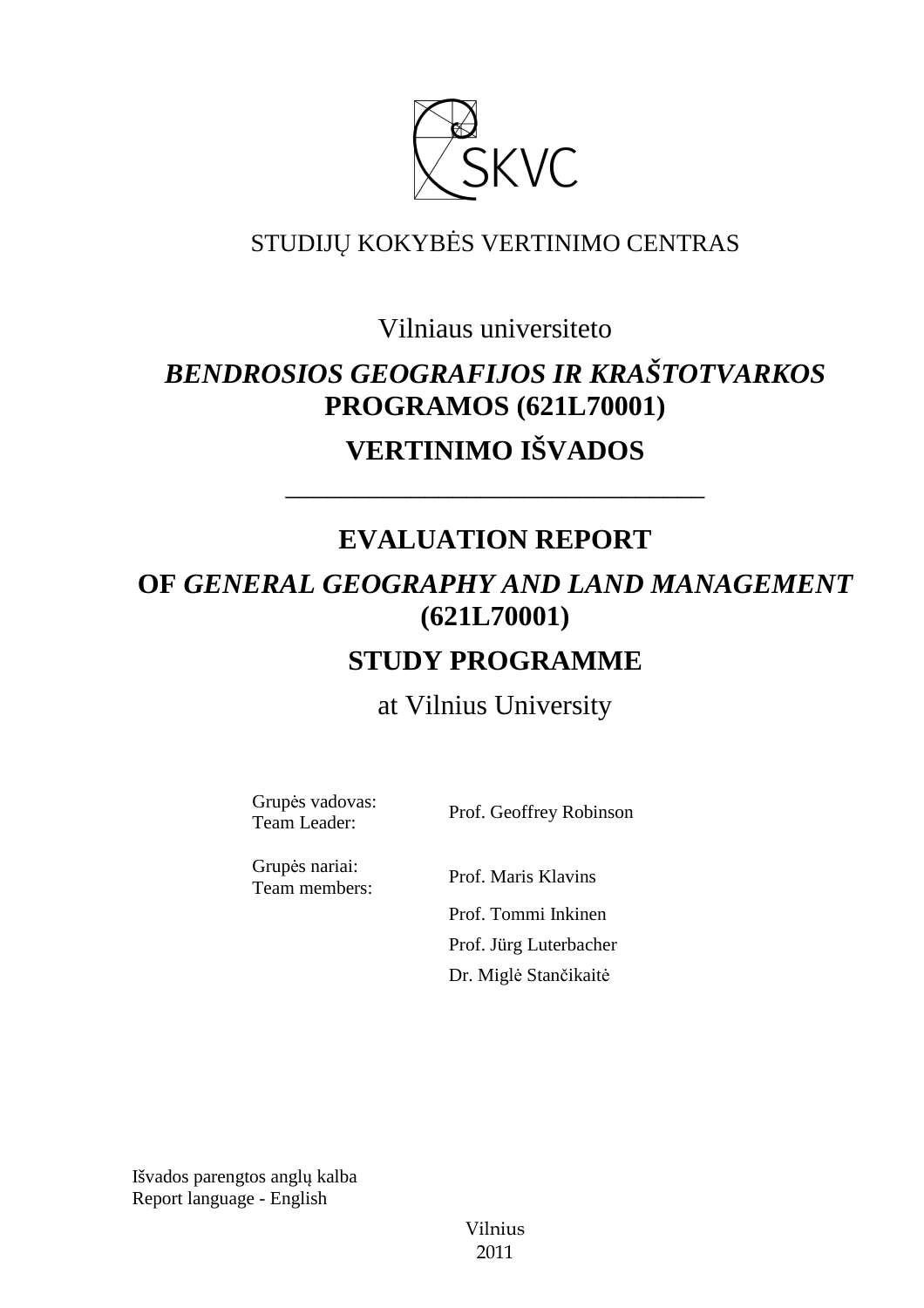SKVC

STUDIJŲ KOKYBĖS VERTINIMO CENTRAS

Vilniaus universiteto

***BENDROSIOS GEOGRAFIJOS IR KRAŠTOTVARKOS* PROGRAMOS (621L70001)**

**VERTINIMO IŠVADOS**

---

**EVALUATION REPORT**

**OF *GENERAL GEOGRAPHY AND LAND MANAGEMENT* (621L70001)**

**STUDY PROGRAMME**

at Vilnius University

| | |
|---|---|
| Grupės vadovas:<br>Team Leader: | Prof. Geoffrey Robinson |
| Grupės nariai:<br>Team members: | Prof. Maris Klavins |
| | Prof. Tommi Inkinen |
| | Prof. Jürg Luterbacher |
| | Dr. Miglė Stančikaitė |

Išvados parengtos anglų kalba
Report language - English

Vilnius
2011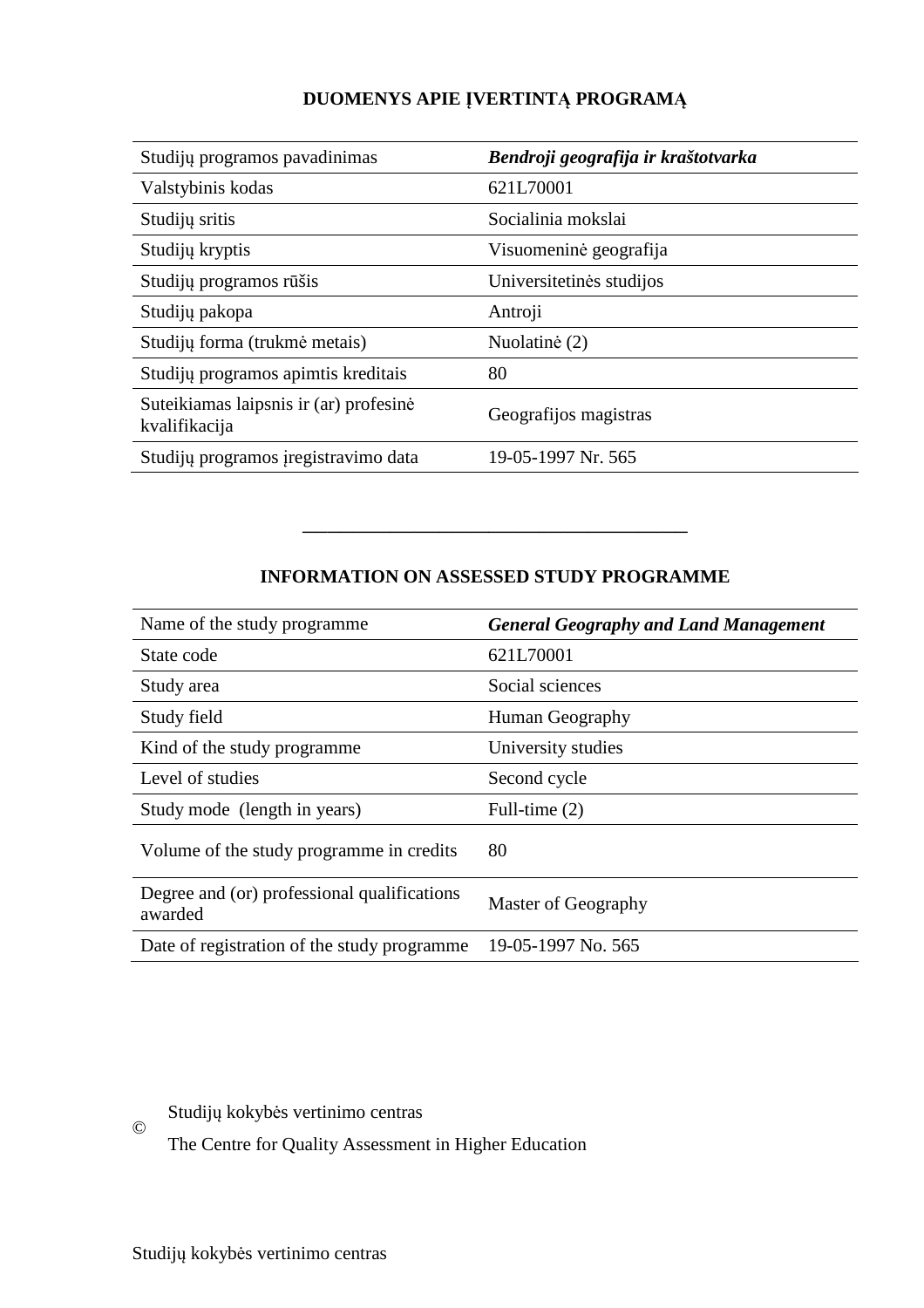## DUOMENYS APIE ĮVERTINTĄ PROGRAMĄ

| | |
|---|---|
| Studijų programos pavadinimas | ***Bendroji geografija ir kraštotvarka*** |
| Valstybinis kodas | 621L70001 |
| Studijų sritis | Socialinia mokslai |
| Studijų kryptis | Visuomeninė geografija |
| Studijų programos rūšis | Universitetinės studijos |
| Studijų pakopa | Antroji |
| Studijų forma (trukmė metais) | Nuolatinė (2) |
| Studijų programos apimtis kreditais | 80 |
| Suteikiamas laipsnis ir (ar) profesinė kvalifikacija | Geografijos magistras |
| Studijų programos įregistravimo data | 19-05-1997 Nr. 565 |

---

## INFORMATION ON ASSESSED STUDY PROGRAMME

| | |
|---|---|
| Name of the study programme | ***General Geography and Land Management*** |
| State code | 621L70001 |
| Study area | Social sciences |
| Study field | Human Geography |
| Kind of the study programme | University studies |
| Level of studies | Second cycle |
| Study mode (length in years) | Full-time (2) |
| Volume of the study programme in credits | 80 |
| Degree and (or) professional qualifications awarded | Master of Geography |
| Date of registration of the study programme | 19-05-1997 No. 565 |

© Studijų kokybės vertinimo centras
The Centre for Quality Assessment in Higher Education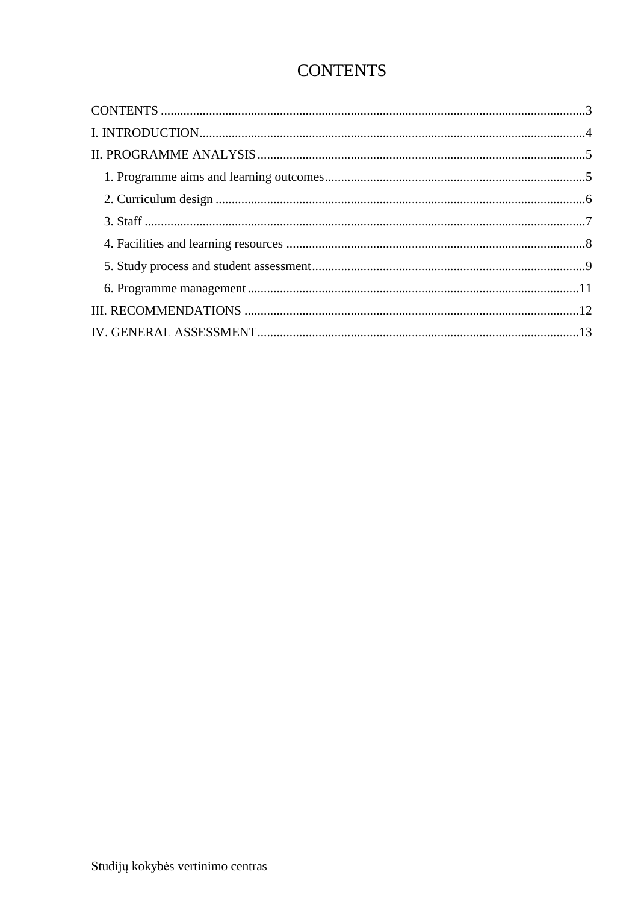# CONTENTS

CONTENTS ....................................................................................................................................3

I. INTRODUCTION........................................................................................................................4

II. PROGRAMME ANALYSIS......................................................................................................5

1. Programme aims and learning outcomes.................................................................................5

2. Curriculum design ...................................................................................................................6

3. Staff .........................................................................................................................................7

4. Facilities and learning resources .............................................................................................8

5. Study process and student assessment.....................................................................................9

6. Programme management.......................................................................................................11

III. RECOMMENDATIONS ........................................................................................................12

IV. GENERAL ASSESSMENT....................................................................................................13

Studijų kokybės vertinimo centras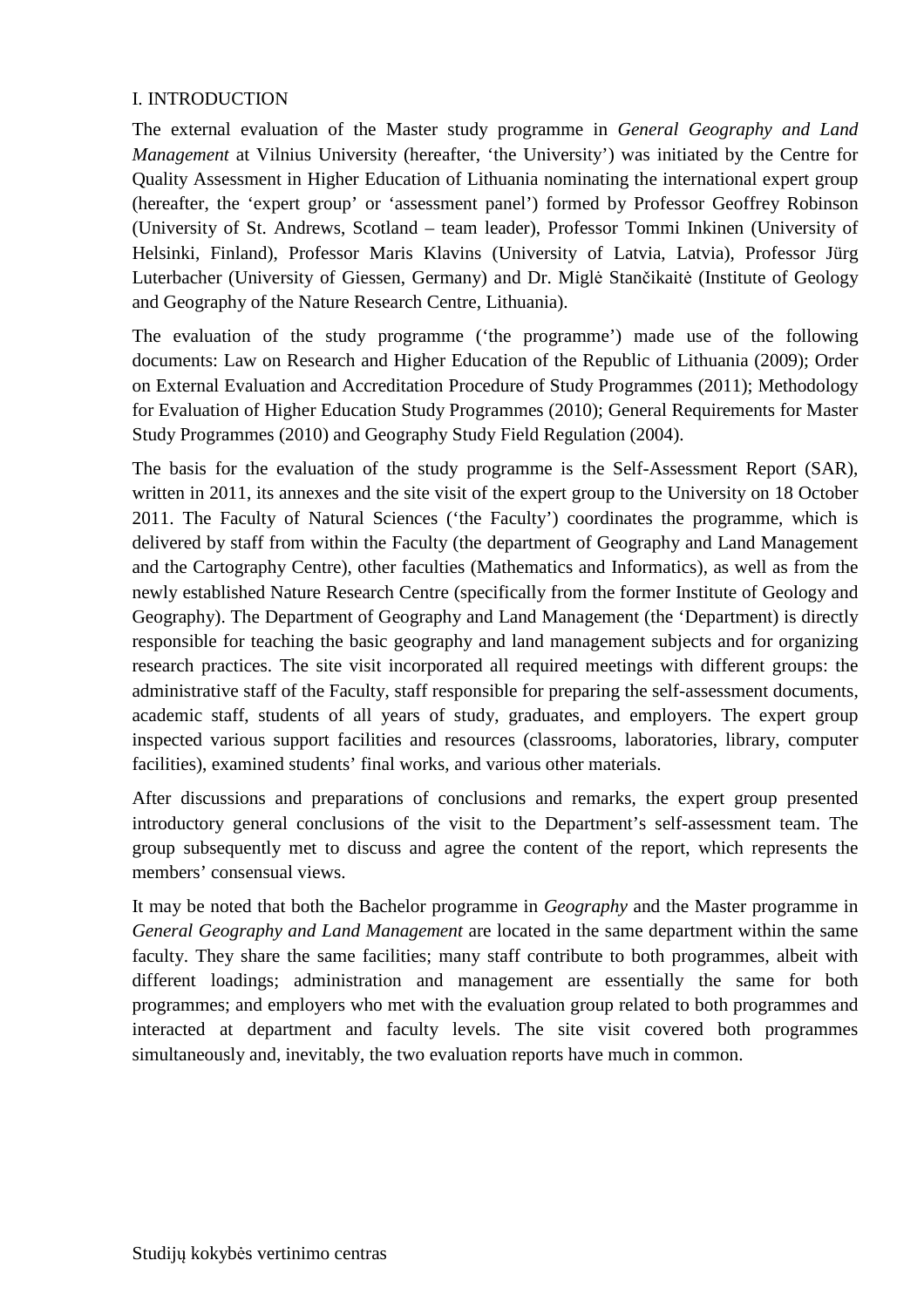# I. INTRODUCTION

The external evaluation of the Master study programme in *General Geography and Land Management* at Vilnius University (hereafter, 'the University') was initiated by the Centre for Quality Assessment in Higher Education of Lithuania nominating the international expert group (hereafter, the 'expert group' or 'assessment panel') formed by Professor Geoffrey Robinson (University of St. Andrews, Scotland – team leader), Professor Tommi Inkinen (University of Helsinki, Finland), Professor Maris Klavins (University of Latvia, Latvia), Professor Jürg Luterbacher (University of Giessen, Germany) and Dr. Miglė Stančikaitė (Institute of Geology and Geography of the Nature Research Centre, Lithuania).

The evaluation of the study programme ('the programme') made use of the following documents: Law on Research and Higher Education of the Republic of Lithuania (2009); Order on External Evaluation and Accreditation Procedure of Study Programmes (2011); Methodology for Evaluation of Higher Education Study Programmes (2010); General Requirements for Master Study Programmes (2010) and Geography Study Field Regulation (2004).

The basis for the evaluation of the study programme is the Self-Assessment Report (SAR), written in 2011, its annexes and the site visit of the expert group to the University on 18 October 2011. The Faculty of Natural Sciences ('the Faculty') coordinates the programme, which is delivered by staff from within the Faculty (the department of Geography and Land Management and the Cartography Centre), other faculties (Mathematics and Informatics), as well as from the newly established Nature Research Centre (specifically from the former Institute of Geology and Geography). The Department of Geography and Land Management (the 'Department) is directly responsible for teaching the basic geography and land management subjects and for organizing research practices. The site visit incorporated all required meetings with different groups: the administrative staff of the Faculty, staff responsible for preparing the self-assessment documents, academic staff, students of all years of study, graduates, and employers. The expert group inspected various support facilities and resources (classrooms, laboratories, library, computer facilities), examined students' final works, and various other materials.

After discussions and preparations of conclusions and remarks, the expert group presented introductory general conclusions of the visit to the Department's self-assessment team. The group subsequently met to discuss and agree the content of the report, which represents the members' consensual views.

It may be noted that both the Bachelor programme in *Geography* and the Master programme in *General Geography and Land Management* are located in the same department within the same faculty. They share the same facilities; many staff contribute to both programmes, albeit with different loadings; administration and management are essentially the same for both programmes; and employers who met with the evaluation group related to both programmes and interacted at department and faculty levels. The site visit covered both programmes simultaneously and, inevitably, the two evaluation reports have much in common.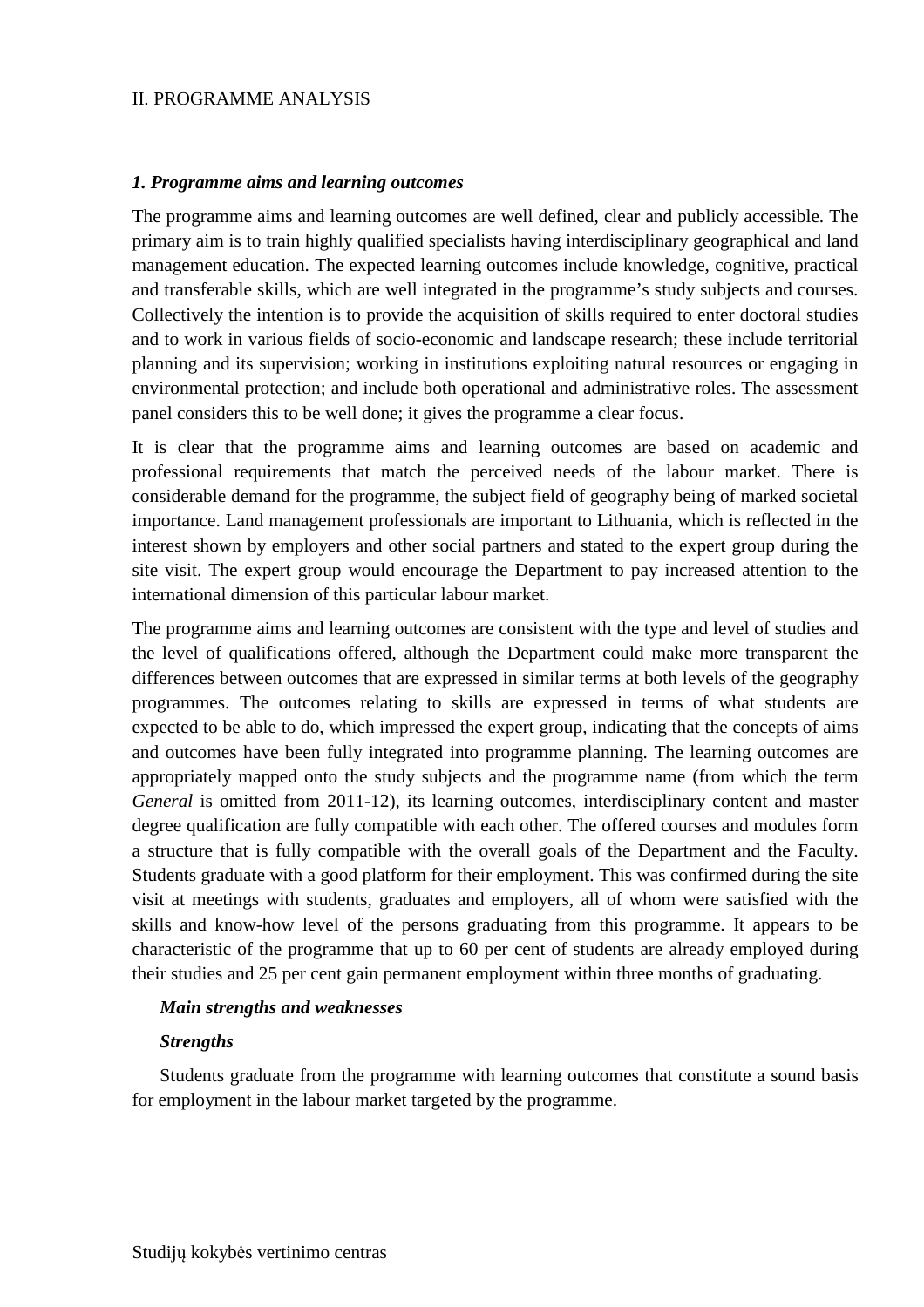## II. PROGRAMME ANALYSIS

### *1. Programme aims and learning outcomes*

The programme aims and learning outcomes are well defined, clear and publicly accessible. The primary aim is to train highly qualified specialists having interdisciplinary geographical and land management education. The expected learning outcomes include knowledge, cognitive, practical and transferable skills, which are well integrated in the programme's study subjects and courses. Collectively the intention is to provide the acquisition of skills required to enter doctoral studies and to work in various fields of socio-economic and landscape research; these include territorial planning and its supervision; working in institutions exploiting natural resources or engaging in environmental protection; and include both operational and administrative roles. The assessment panel considers this to be well done; it gives the programme a clear focus.

It is clear that the programme aims and learning outcomes are based on academic and professional requirements that match the perceived needs of the labour market. There is considerable demand for the programme, the subject field of geography being of marked societal importance. Land management professionals are important to Lithuania, which is reflected in the interest shown by employers and other social partners and stated to the expert group during the site visit. The expert group would encourage the Department to pay increased attention to the international dimension of this particular labour market.

The programme aims and learning outcomes are consistent with the type and level of studies and the level of qualifications offered, although the Department could make more transparent the differences between outcomes that are expressed in similar terms at both levels of the geography programmes. The outcomes relating to skills are expressed in terms of what students are expected to be able to do, which impressed the expert group, indicating that the concepts of aims and outcomes have been fully integrated into programme planning. The learning outcomes are appropriately mapped onto the study subjects and the programme name (from which the term *General* is omitted from 2011-12), its learning outcomes, interdisciplinary content and master degree qualification are fully compatible with each other. The offered courses and modules form a structure that is fully compatible with the overall goals of the Department and the Faculty. Students graduate with a good platform for their employment. This was confirmed during the site visit at meetings with students, graduates and employers, all of whom were satisfied with the skills and know-how level of the persons graduating from this programme. It appears to be characteristic of the programme that up to 60 per cent of students are already employed during their studies and 25 per cent gain permanent employment within three months of graduating.

***Main strengths and weaknesses***

***Strengths***

Students graduate from the programme with learning outcomes that constitute a sound basis for employment in the labour market targeted by the programme.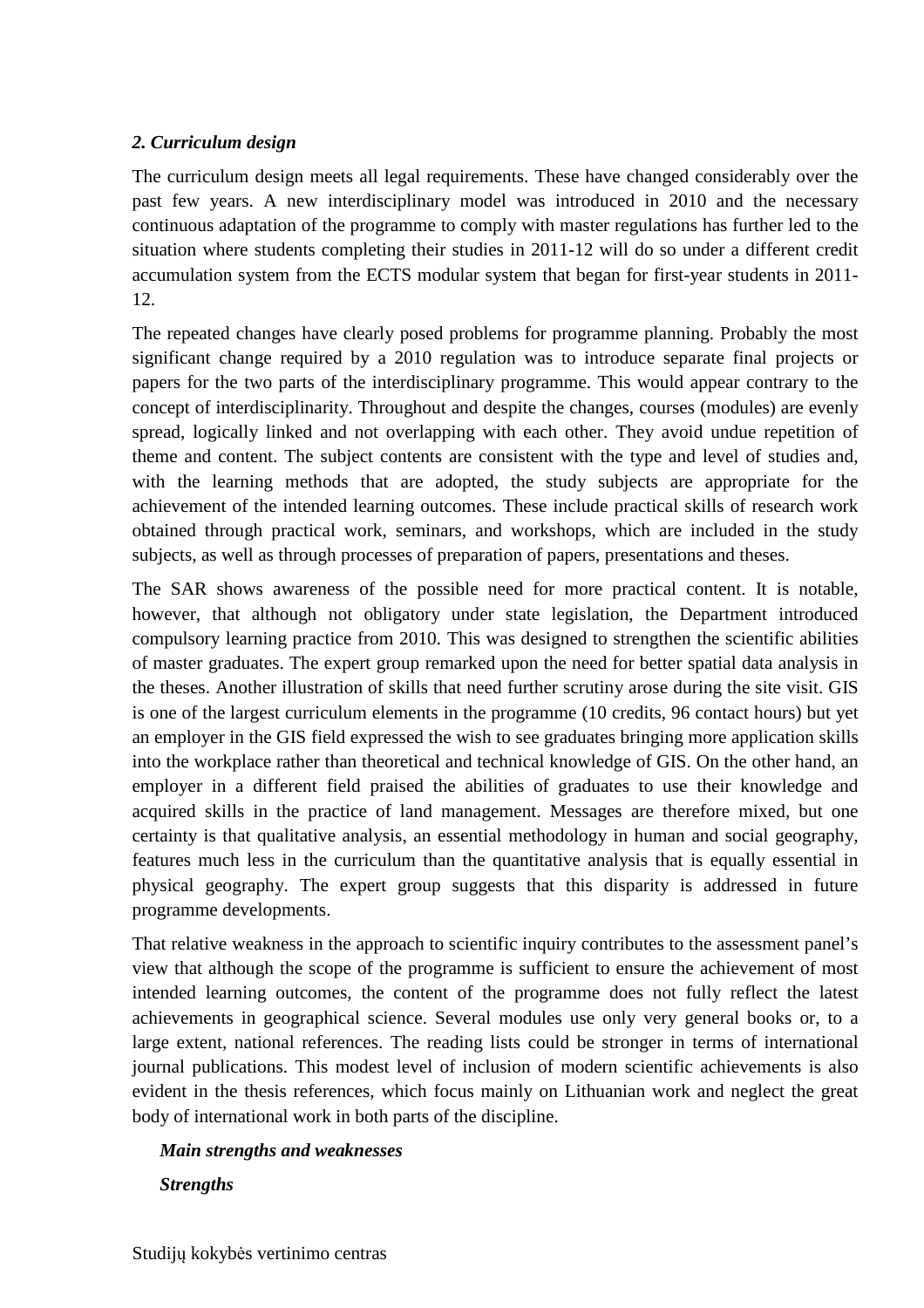### *2. Curriculum design*

The curriculum design meets all legal requirements. These have changed considerably over the past few years. A new interdisciplinary model was introduced in 2010 and the necessary continuous adaptation of the programme to comply with master regulations has further led to the situation where students completing their studies in 2011-12 will do so under a different credit accumulation system from the ECTS modular system that began for first-year students in 2011-12.

The repeated changes have clearly posed problems for programme planning. Probably the most significant change required by a 2010 regulation was to introduce separate final projects or papers for the two parts of the interdisciplinary programme. This would appear contrary to the concept of interdisciplinarity. Throughout and despite the changes, courses (modules) are evenly spread, logically linked and not overlapping with each other. They avoid undue repetition of theme and content. The subject contents are consistent with the type and level of studies and, with the learning methods that are adopted, the study subjects are appropriate for the achievement of the intended learning outcomes. These include practical skills of research work obtained through practical work, seminars, and workshops, which are included in the study subjects, as well as through processes of preparation of papers, presentations and theses.

The SAR shows awareness of the possible need for more practical content. It is notable, however, that although not obligatory under state legislation, the Department introduced compulsory learning practice from 2010. This was designed to strengthen the scientific abilities of master graduates. The expert group remarked upon the need for better spatial data analysis in the theses. Another illustration of skills that need further scrutiny arose during the site visit. GIS is one of the largest curriculum elements in the programme (10 credits, 96 contact hours) but yet an employer in the GIS field expressed the wish to see graduates bringing more application skills into the workplace rather than theoretical and technical knowledge of GIS. On the other hand, an employer in a different field praised the abilities of graduates to use their knowledge and acquired skills in the practice of land management. Messages are therefore mixed, but one certainty is that qualitative analysis, an essential methodology in human and social geography, features much less in the curriculum than the quantitative analysis that is equally essential in physical geography. The expert group suggests that this disparity is addressed in future programme developments.

That relative weakness in the approach to scientific inquiry contributes to the assessment panel's view that although the scope of the programme is sufficient to ensure the achievement of most intended learning outcomes, the content of the programme does not fully reflect the latest achievements in geographical science. Several modules use only very general books or, to a large extent, national references. The reading lists could be stronger in terms of international journal publications. This modest level of inclusion of modern scientific achievements is also evident in the thesis references, which focus mainly on Lithuanian work and neglect the great body of international work in both parts of the discipline.

***Main strengths and weaknesses***

***Strengths***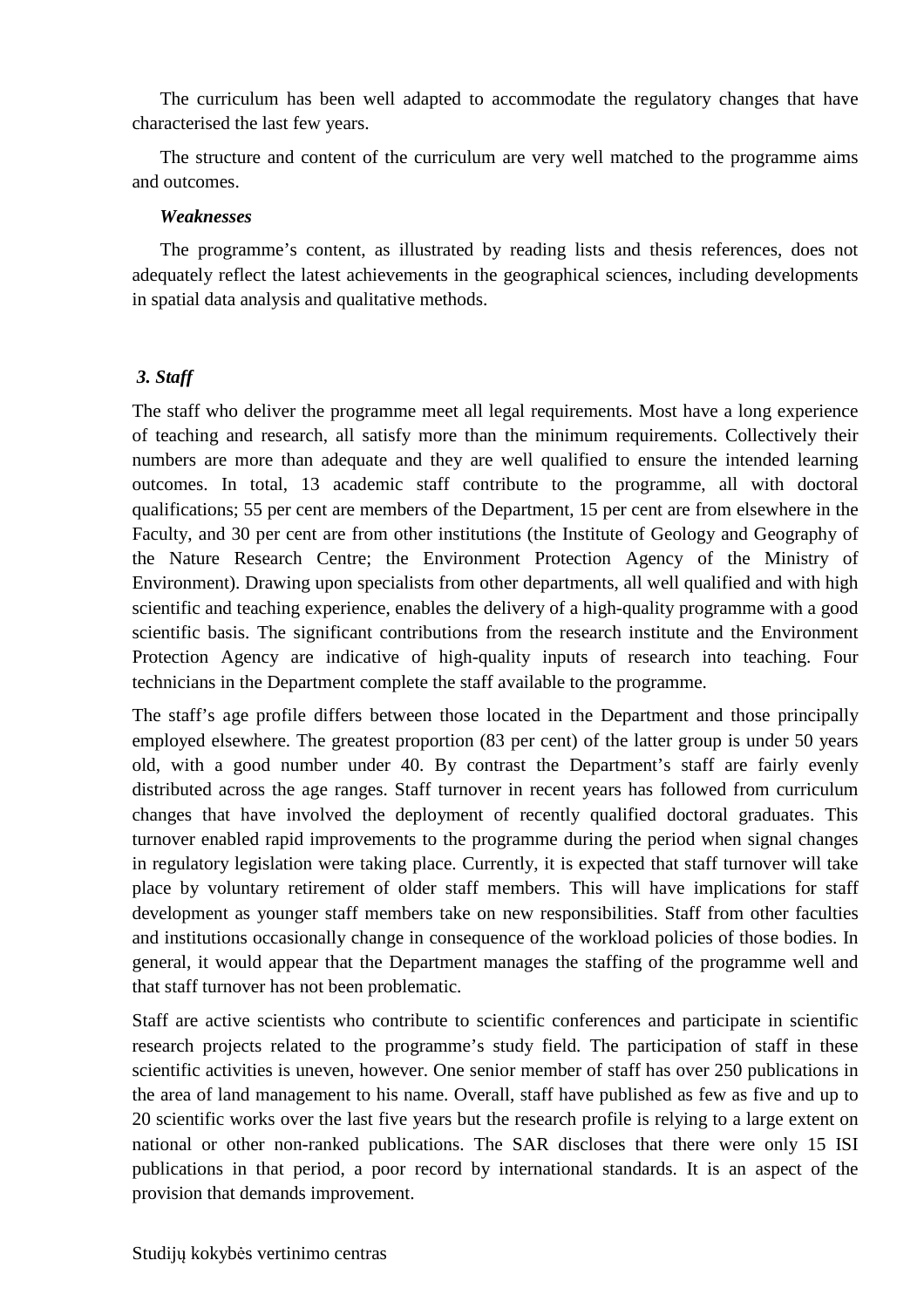The curriculum has been well adapted to accommodate the regulatory changes that have characterised the last few years.

The structure and content of the curriculum are very well matched to the programme aims and outcomes.

***Weaknesses***

The programme's content, as illustrated by reading lists and thesis references, does not adequately reflect the latest achievements in the geographical sciences, including developments in spatial data analysis and qualitative methods.

### *3. Staff*

The staff who deliver the programme meet all legal requirements. Most have a long experience of teaching and research, all satisfy more than the minimum requirements. Collectively their numbers are more than adequate and they are well qualified to ensure the intended learning outcomes. In total, 13 academic staff contribute to the programme, all with doctoral qualifications; 55 per cent are members of the Department, 15 per cent are from elsewhere in the Faculty, and 30 per cent are from other institutions (the Institute of Geology and Geography of the Nature Research Centre; the Environment Protection Agency of the Ministry of Environment). Drawing upon specialists from other departments, all well qualified and with high scientific and teaching experience, enables the delivery of a high-quality programme with a good scientific basis. The significant contributions from the research institute and the Environment Protection Agency are indicative of high-quality inputs of research into teaching. Four technicians in the Department complete the staff available to the programme.

The staff's age profile differs between those located in the Department and those principally employed elsewhere. The greatest proportion (83 per cent) of the latter group is under 50 years old, with a good number under 40. By contrast the Department's staff are fairly evenly distributed across the age ranges. Staff turnover in recent years has followed from curriculum changes that have involved the deployment of recently qualified doctoral graduates. This turnover enabled rapid improvements to the programme during the period when signal changes in regulatory legislation were taking place. Currently, it is expected that staff turnover will take place by voluntary retirement of older staff members. This will have implications for staff development as younger staff members take on new responsibilities. Staff from other faculties and institutions occasionally change in consequence of the workload policies of those bodies. In general, it would appear that the Department manages the staffing of the programme well and that staff turnover has not been problematic.

Staff are active scientists who contribute to scientific conferences and participate in scientific research projects related to the programme's study field. The participation of staff in these scientific activities is uneven, however. One senior member of staff has over 250 publications in the area of land management to his name. Overall, staff have published as few as five and up to 20 scientific works over the last five years but the research profile is relying to a large extent on national or other non-ranked publications. The SAR discloses that there were only 15 ISI publications in that period, a poor record by international standards. It is an aspect of the provision that demands improvement.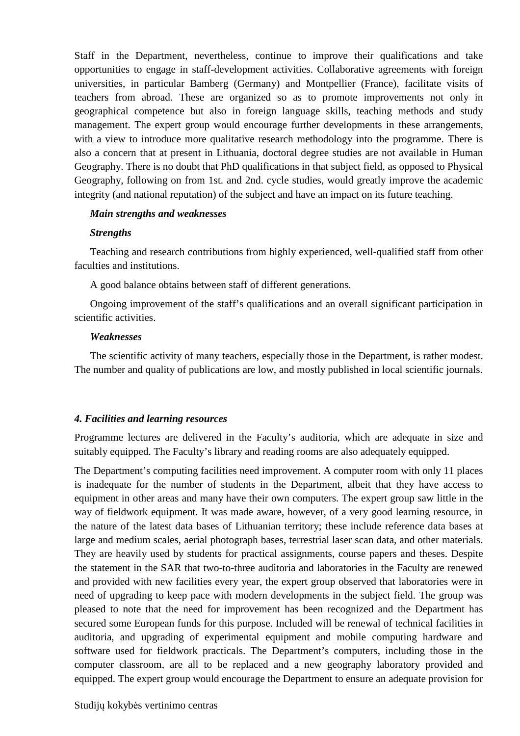Staff in the Department, nevertheless, continue to improve their qualifications and take opportunities to engage in staff-development activities. Collaborative agreements with foreign universities, in particular Bamberg (Germany) and Montpellier (France), facilitate visits of teachers from abroad. These are organized so as to promote improvements not only in geographical competence but also in foreign language skills, teaching methods and study management. The expert group would encourage further developments in these arrangements, with a view to introduce more qualitative research methodology into the programme. There is also a concern that at present in Lithuania, doctoral degree studies are not available in Human Geography. There is no doubt that PhD qualifications in that subject field, as opposed to Physical Geography, following on from 1st. and 2nd. cycle studies, would greatly improve the academic integrity (and national reputation) of the subject and have an impact on its future teaching.

***Main strengths and weaknesses***

***Strengths***

Teaching and research contributions from highly experienced, well-qualified staff from other faculties and institutions.

A good balance obtains between staff of different generations.

Ongoing improvement of the staff's qualifications and an overall significant participation in scientific activities.

***Weaknesses***

The scientific activity of many teachers, especially those in the Department, is rather modest. The number and quality of publications are low, and mostly published in local scientific journals.

### *4. Facilities and learning resources*

Programme lectures are delivered in the Faculty's auditoria, which are adequate in size and suitably equipped. The Faculty's library and reading rooms are also adequately equipped.

The Department's computing facilities need improvement. A computer room with only 11 places is inadequate for the number of students in the Department, albeit that they have access to equipment in other areas and many have their own computers. The expert group saw little in the way of fieldwork equipment. It was made aware, however, of a very good learning resource, in the nature of the latest data bases of Lithuanian territory; these include reference data bases at large and medium scales, aerial photograph bases, terrestrial laser scan data, and other materials. They are heavily used by students for practical assignments, course papers and theses. Despite the statement in the SAR that two-to-three auditoria and laboratories in the Faculty are renewed and provided with new facilities every year, the expert group observed that laboratories were in need of upgrading to keep pace with modern developments in the subject field. The group was pleased to note that the need for improvement has been recognized and the Department has secured some European funds for this purpose. Included will be renewal of technical facilities in auditoria, and upgrading of experimental equipment and mobile computing hardware and software used for fieldwork practicals. The Department's computers, including those in the computer classroom, are all to be replaced and a new geography laboratory provided and equipped. The expert group would encourage the Department to ensure an adequate provision for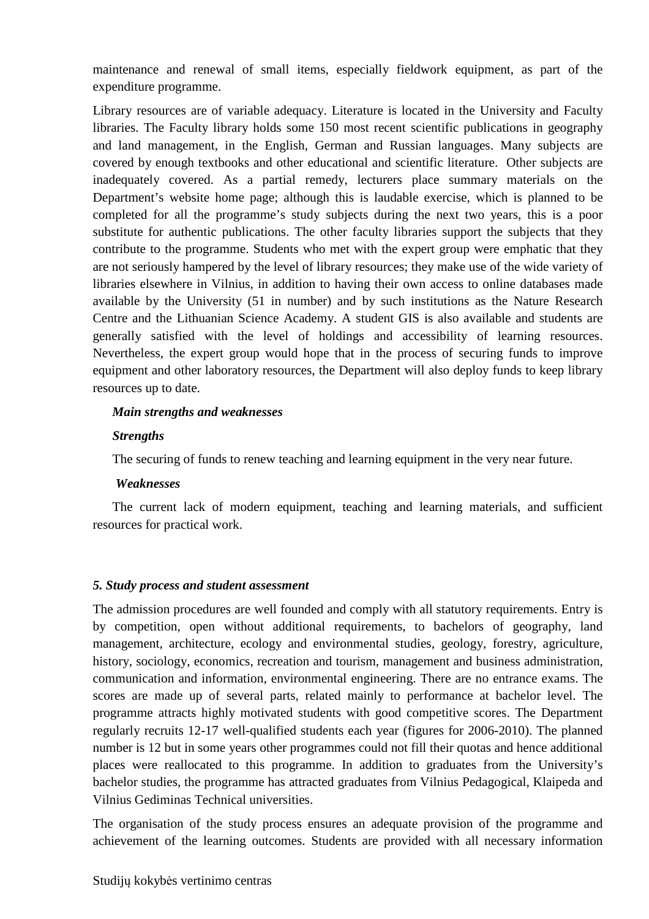maintenance and renewal of small items, especially fieldwork equipment, as part of the expenditure programme.

Library resources are of variable adequacy. Literature is located in the University and Faculty libraries. The Faculty library holds some 150 most recent scientific publications in geography and land management, in the English, German and Russian languages. Many subjects are covered by enough textbooks and other educational and scientific literature. Other subjects are inadequately covered. As a partial remedy, lecturers place summary materials on the Department's website home page; although this is laudable exercise, which is planned to be completed for all the programme's study subjects during the next two years, this is a poor substitute for authentic publications. The other faculty libraries support the subjects that they contribute to the programme. Students who met with the expert group were emphatic that they are not seriously hampered by the level of library resources; they make use of the wide variety of libraries elsewhere in Vilnius, in addition to having their own access to online databases made available by the University (51 in number) and by such institutions as the Nature Research Centre and the Lithuanian Science Academy. A student GIS is also available and students are generally satisfied with the level of holdings and accessibility of learning resources. Nevertheless, the expert group would hope that in the process of securing funds to improve equipment and other laboratory resources, the Department will also deploy funds to keep library resources up to date.

***Main strengths and weaknesses***

***Strengths***

The securing of funds to renew teaching and learning equipment in the very near future.

***Weaknesses***

The current lack of modern equipment, teaching and learning materials, and sufficient resources for practical work.

***5. Study process and student assessment***

The admission procedures are well founded and comply with all statutory requirements. Entry is by competition, open without additional requirements, to bachelors of geography, land management, architecture, ecology and environmental studies, geology, forestry, agriculture, history, sociology, economics, recreation and tourism, management and business administration, communication and information, environmental engineering. There are no entrance exams. The scores are made up of several parts, related mainly to performance at bachelor level. The programme attracts highly motivated students with good competitive scores. The Department regularly recruits 12-17 well-qualified students each year (figures for 2006-2010). The planned number is 12 but in some years other programmes could not fill their quotas and hence additional places were reallocated to this programme. In addition to graduates from the University's bachelor studies, the programme has attracted graduates from Vilnius Pedagogical, Klaipeda and Vilnius Gediminas Technical universities.

The organisation of the study process ensures an adequate provision of the programme and achievement of the learning outcomes. Students are provided with all necessary information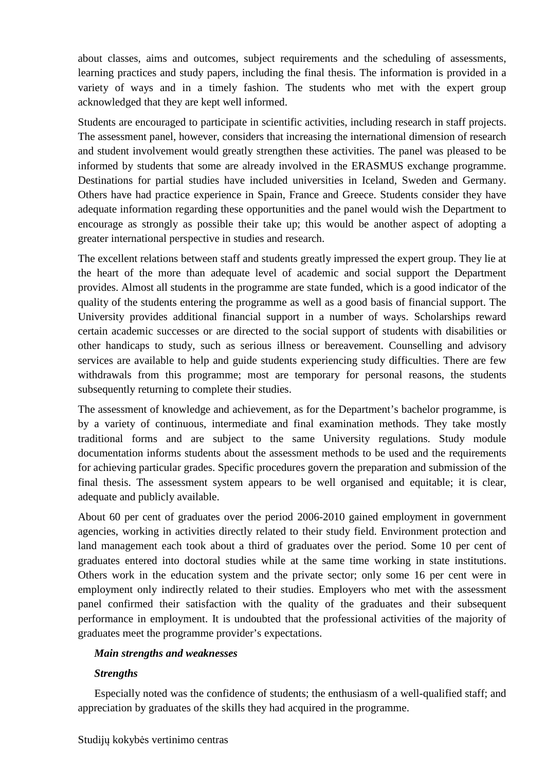about classes, aims and outcomes, subject requirements and the scheduling of assessments, learning practices and study papers, including the final thesis. The information is provided in a variety of ways and in a timely fashion. The students who met with the expert group acknowledged that they are kept well informed.

Students are encouraged to participate in scientific activities, including research in staff projects. The assessment panel, however, considers that increasing the international dimension of research and student involvement would greatly strengthen these activities. The panel was pleased to be informed by students that some are already involved in the ERASMUS exchange programme. Destinations for partial studies have included universities in Iceland, Sweden and Germany. Others have had practice experience in Spain, France and Greece. Students consider they have adequate information regarding these opportunities and the panel would wish the Department to encourage as strongly as possible their take up; this would be another aspect of adopting a greater international perspective in studies and research.

The excellent relations between staff and students greatly impressed the expert group. They lie at the heart of the more than adequate level of academic and social support the Department provides. Almost all students in the programme are state funded, which is a good indicator of the quality of the students entering the programme as well as a good basis of financial support. The University provides additional financial support in a number of ways. Scholarships reward certain academic successes or are directed to the social support of students with disabilities or other handicaps to study, such as serious illness or bereavement. Counselling and advisory services are available to help and guide students experiencing study difficulties. There are few withdrawals from this programme; most are temporary for personal reasons, the students subsequently returning to complete their studies.

The assessment of knowledge and achievement, as for the Department's bachelor programme, is by a variety of continuous, intermediate and final examination methods. They take mostly traditional forms and are subject to the same University regulations. Study module documentation informs students about the assessment methods to be used and the requirements for achieving particular grades. Specific procedures govern the preparation and submission of the final thesis. The assessment system appears to be well organised and equitable; it is clear, adequate and publicly available.

About 60 per cent of graduates over the period 2006-2010 gained employment in government agencies, working in activities directly related to their study field. Environment protection and land management each took about a third of graduates over the period. Some 10 per cent of graduates entered into doctoral studies while at the same time working in state institutions. Others work in the education system and the private sector; only some 16 per cent were in employment only indirectly related to their studies. Employers who met with the assessment panel confirmed their satisfaction with the quality of the graduates and their subsequent performance in employment. It is undoubted that the professional activities of the majority of graduates meet the programme provider's expectations.

***Main strengths and weaknesses***

***Strengths***

Especially noted was the confidence of students; the enthusiasm of a well-qualified staff; and appreciation by graduates of the skills they had acquired in the programme.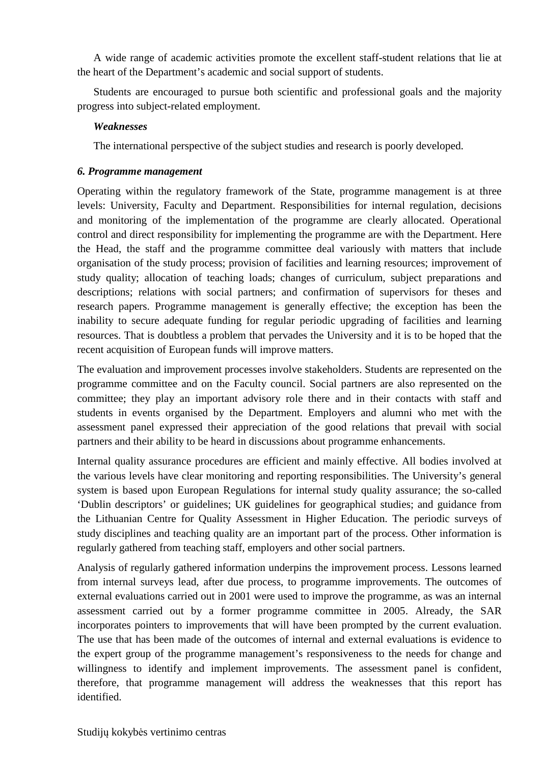A wide range of academic activities promote the excellent staff-student relations that lie at the heart of the Department's academic and social support of students.

Students are encouraged to pursue both scientific and professional goals and the majority progress into subject-related employment.

***Weaknesses***

The international perspective of the subject studies and research is poorly developed.

***6. Programme management***

Operating within the regulatory framework of the State, programme management is at three levels: University, Faculty and Department. Responsibilities for internal regulation, decisions and monitoring of the implementation of the programme are clearly allocated. Operational control and direct responsibility for implementing the programme are with the Department. Here the Head, the staff and the programme committee deal variously with matters that include organisation of the study process; provision of facilities and learning resources; improvement of study quality; allocation of teaching loads; changes of curriculum, subject preparations and descriptions; relations with social partners; and confirmation of supervisors for theses and research papers. Programme management is generally effective; the exception has been the inability to secure adequate funding for regular periodic upgrading of facilities and learning resources. That is doubtless a problem that pervades the University and it is to be hoped that the recent acquisition of European funds will improve matters.

The evaluation and improvement processes involve stakeholders. Students are represented on the programme committee and on the Faculty council. Social partners are also represented on the committee; they play an important advisory role there and in their contacts with staff and students in events organised by the Department. Employers and alumni who met with the assessment panel expressed their appreciation of the good relations that prevail with social partners and their ability to be heard in discussions about programme enhancements.

Internal quality assurance procedures are efficient and mainly effective. All bodies involved at the various levels have clear monitoring and reporting responsibilities. The University's general system is based upon European Regulations for internal study quality assurance; the so-called 'Dublin descriptors' or guidelines; UK guidelines for geographical studies; and guidance from the Lithuanian Centre for Quality Assessment in Higher Education. The periodic surveys of study disciplines and teaching quality are an important part of the process. Other information is regularly gathered from teaching staff, employers and other social partners.

Analysis of regularly gathered information underpins the improvement process. Lessons learned from internal surveys lead, after due process, to programme improvements. The outcomes of external evaluations carried out in 2001 were used to improve the programme, as was an internal assessment carried out by a former programme committee in 2005. Already, the SAR incorporates pointers to improvements that will have been prompted by the current evaluation. The use that has been made of the outcomes of internal and external evaluations is evidence to the expert group of the programme management's responsiveness to the needs for change and willingness to identify and implement improvements. The assessment panel is confident, therefore, that programme management will address the weaknesses that this report has identified.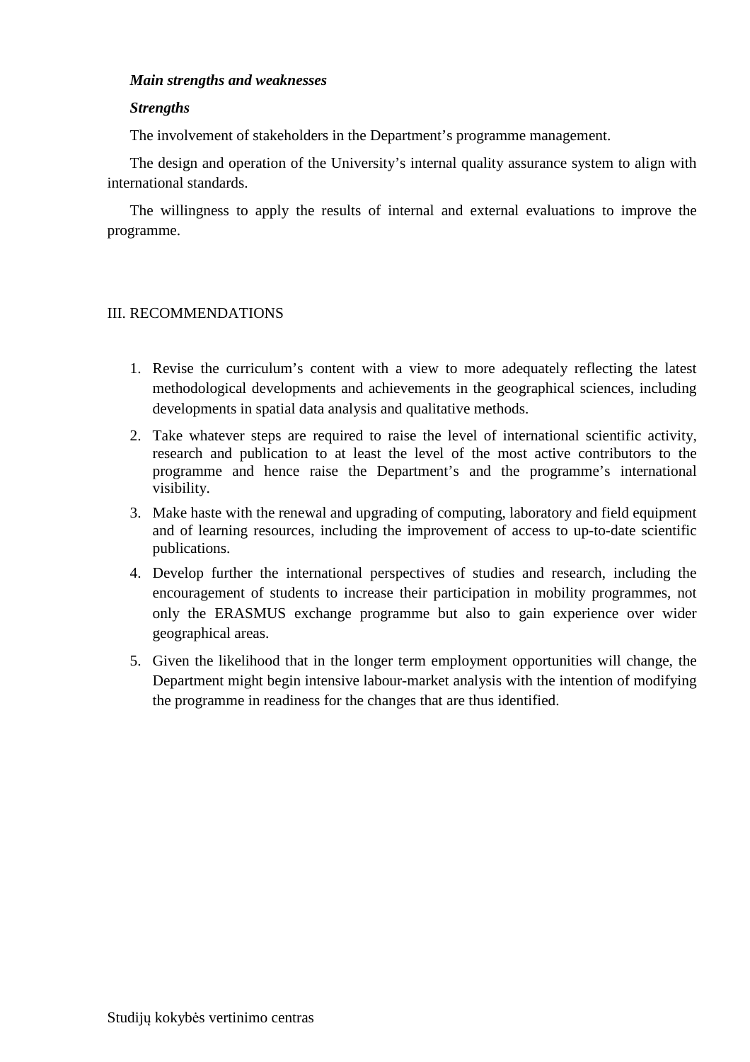***Main strengths and weaknesses***

***Strengths***

The involvement of stakeholders in the Department's programme management.

The design and operation of the University's internal quality assurance system to align with international standards.

The willingness to apply the results of internal and external evaluations to improve the programme.

## III. RECOMMENDATIONS

1. Revise the curriculum's content with a view to more adequately reflecting the latest methodological developments and achievements in the geographical sciences, including developments in spatial data analysis and qualitative methods.
2. Take whatever steps are required to raise the level of international scientific activity, research and publication to at least the level of the most active contributors to the programme and hence raise the Department's and the programme's international visibility.
3. Make haste with the renewal and upgrading of computing, laboratory and field equipment and of learning resources, including the improvement of access to up-to-date scientific publications.
4. Develop further the international perspectives of studies and research, including the encouragement of students to increase their participation in mobility programmes, not only the ERASMUS exchange programme but also to gain experience over wider geographical areas.
5. Given the likelihood that in the longer term employment opportunities will change, the Department might begin intensive labour-market analysis with the intention of modifying the programme in readiness for the changes that are thus identified.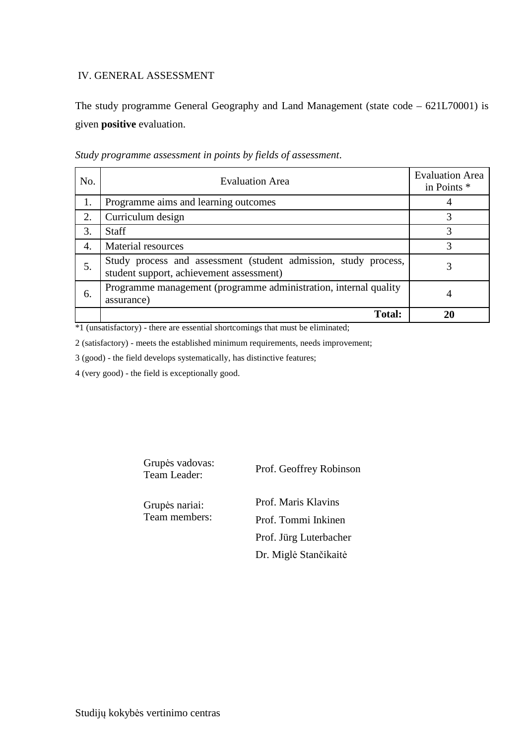## IV. GENERAL ASSESSMENT

The study programme General Geography and Land Management (state code – 621L70001) is given **positive** evaluation.

*Study programme assessment in points by fields of assessment*.

| No. | Evaluation Area | Evaluation Area in Points * |
|---|---|---|
| 1. | Programme aims and learning outcomes | 4 |
| 2. | Curriculum design | 3 |
| 3. | Staff | 3 |
| 4. | Material resources | 3 |
| 5. | Study process and assessment (student admission, study process, student support, achievement assessment) | 3 |
| 6. | Programme management (programme administration, internal quality assurance) | 4 |
| | **Total:** | **20** |

*1 (unsatisfactory) - there are essential shortcomings that must be eliminated;

2 (satisfactory) - meets the established minimum requirements, needs improvement;

3 (good) - the field develops systematically, has distinctive features;

4 (very good) - the field is exceptionally good.

Grupės vadovas:
Team Leader: Prof. Geoffrey Robinson

Grupės nariai:
Team members:
Prof. Maris Klavins
Prof. Tommi Inkinen
Prof. Jürg Luterbacher
Dr. Miglė Stančikaitė

Studijų kokybės vertinimo centras